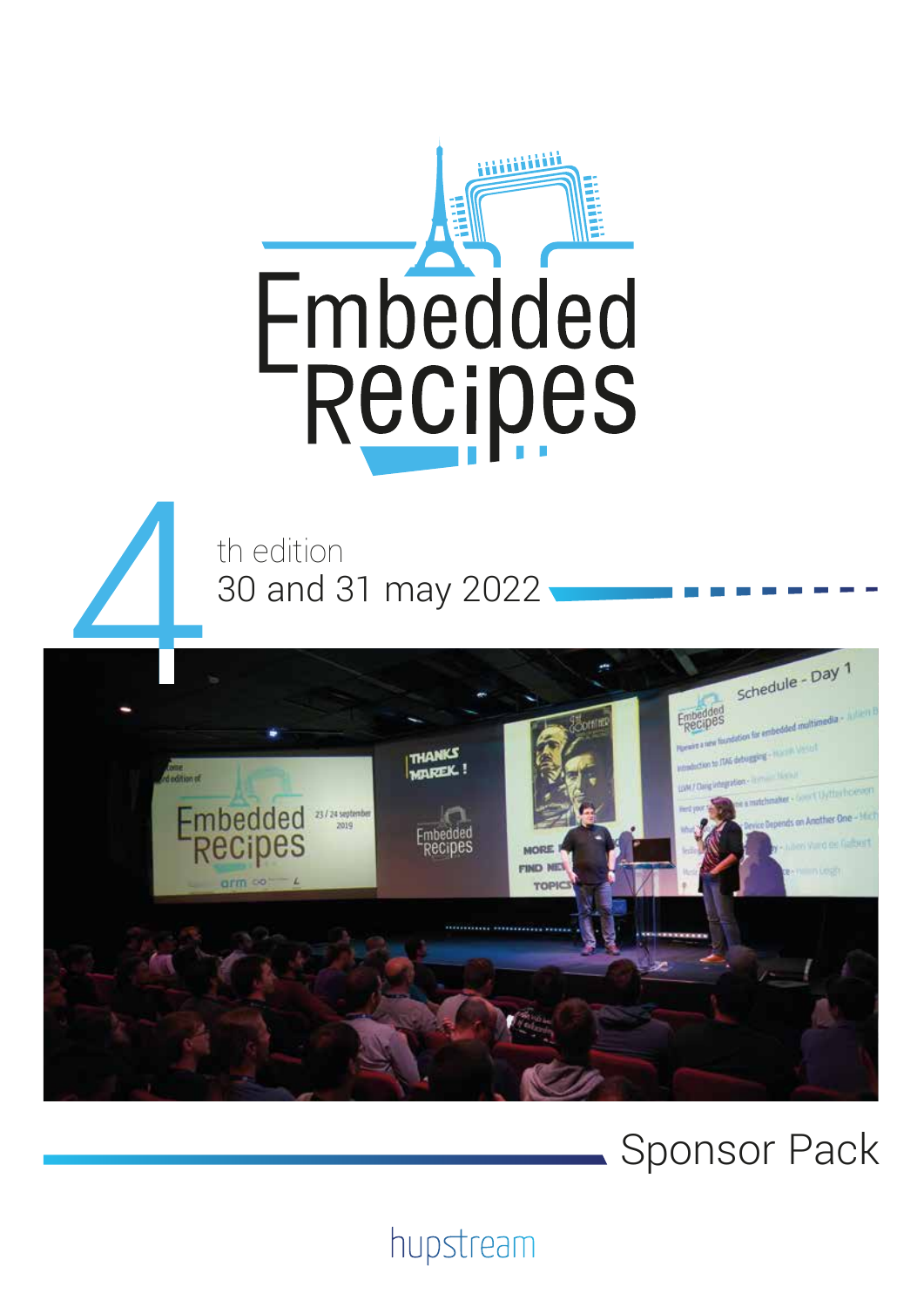# Embedded Recipes

4th edition

30 and 31 may 2022

Sponsor Pack

hupstream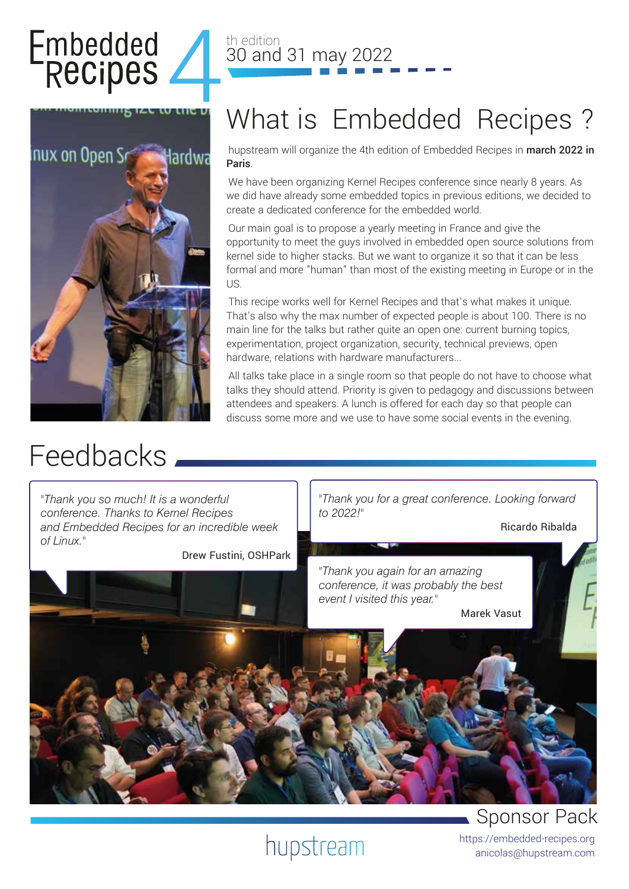# Embedded Recipes 4th edition

30 and 31 may 2022

## What is Embedded Recipes ?

hupstream will organize the 4th edition of Embedded Recipes in **march 2022 in Paris**.

We have been organizing Kernel Recipes conference since nearly 8 years. As we did have already some embedded topics in previous editions, we decided to create a dedicated conference for the embedded world.

Our main goal is to propose a yearly meeting in France and give the opportunity to meet the guys involved in embedded open source solutions from kernel side to higher stacks. But we want to organize it so that it can be less formal and more "human" than most of the existing meeting in Europe or in the US.

This recipe works well for Kernel Recipes and that's what makes it unique. That's also why the max number of expected people is about 100. There is no main line for the talks but rather quite an open one: current burning topics, experimentation, project organization, security, technical previews, open hardware, relations with hardware manufacturers...

All talks take place in a single room so that people do not have to choose what talks they should attend. Priority is given to pedagogy and discussions between attendees and speakers. A lunch is offered for each day so that people can discuss some more and we use to have some social events in the evening.

## Feedbacks

*"Thank you so much! It is a wonderful conference. Thanks to Kernel Recipes and Embedded Recipes for an incredible week of Linux."*

Drew Fustini, OSHPark

*"Thank you for a great conference. Looking forward to 2022!"*

Ricardo Ribalda

*"Thank you again for an amazing conference, it was probably the best event I visited this year."*

Marek Vasut

Sponsor Pack

hupstream

https://embedded-recipes.org
anicolas@hupstream.com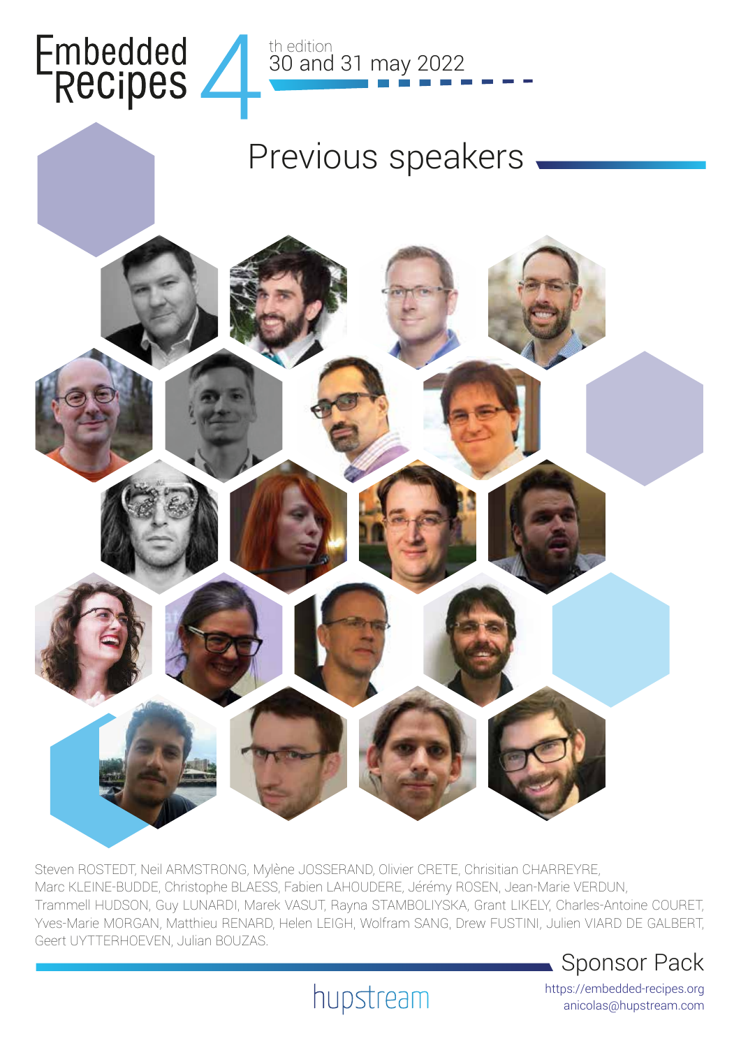# Embedded Recipes 4

th edition
30 and 31 may 2022

## Previous speakers

Steven ROSTEDT, Neil ARMSTRONG, Mylène JOSSERAND, Olivier CRETE, Chrisitian CHARREYRE, Marc KLEINE-BUDDE, Christophe BLAESS, Fabien LAHOUDERE, Jérémy ROSEN, Jean-Marie VERDUN, Trammell HUDSON, Guy LUNARDI, Marek VASUT, Rayna STAMBOLIYSKA, Grant LIKELY, Charles-Antoine COURET, Yves-Marie MORGAN, Matthieu RENARD, Helen LEIGH, Wolfram SANG, Drew FUSTINI, Julien VIARD DE GALBERT, Geert UYTTERHOEVEN, Julian BOUZAS.

Sponsor Pack

hupstream

https://embedded-recipes.org
anicolas@hupstream.com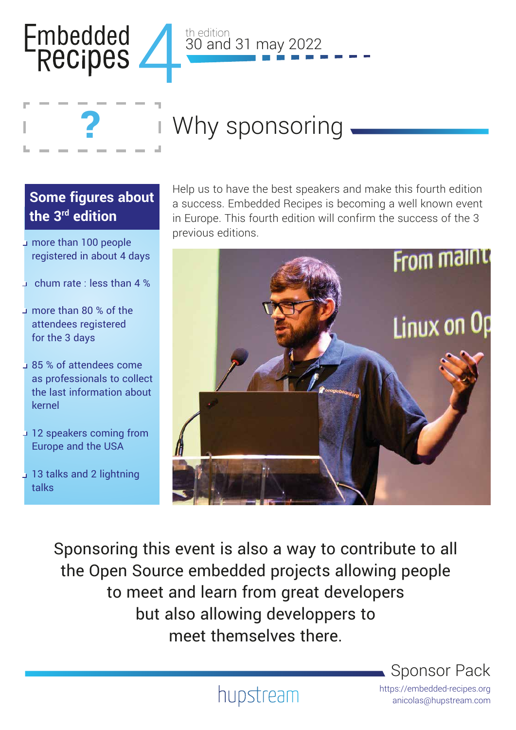Embedded Recipes 4th edition
30 and 31 may 2022

# Why sponsoring

## Some figures about the 3rd edition

- more than 100 people registered in about 4 days
- chum rate : less than 4 %
- more than 80 % of the attendees registered for the 3 days
- 85 % of attendees come as professionals to collect the last information about kernel
- 12 speakers coming from Europe and the USA
- 13 talks and 2 lightning talks

Help us to have the best speakers and make this fourth edition a success. Embedded Recipes is becoming a well known event in Europe. This fourth edition will confirm the success of the 3 previous editions.

Sponsoring this event is also a way to contribute to all the Open Source embedded projects allowing people to meet and learn from great developers but also allowing developpers to meet themselves there.

Sponsor Pack

hupstream

https://embedded-recipes.org
anicolas@hupstream.com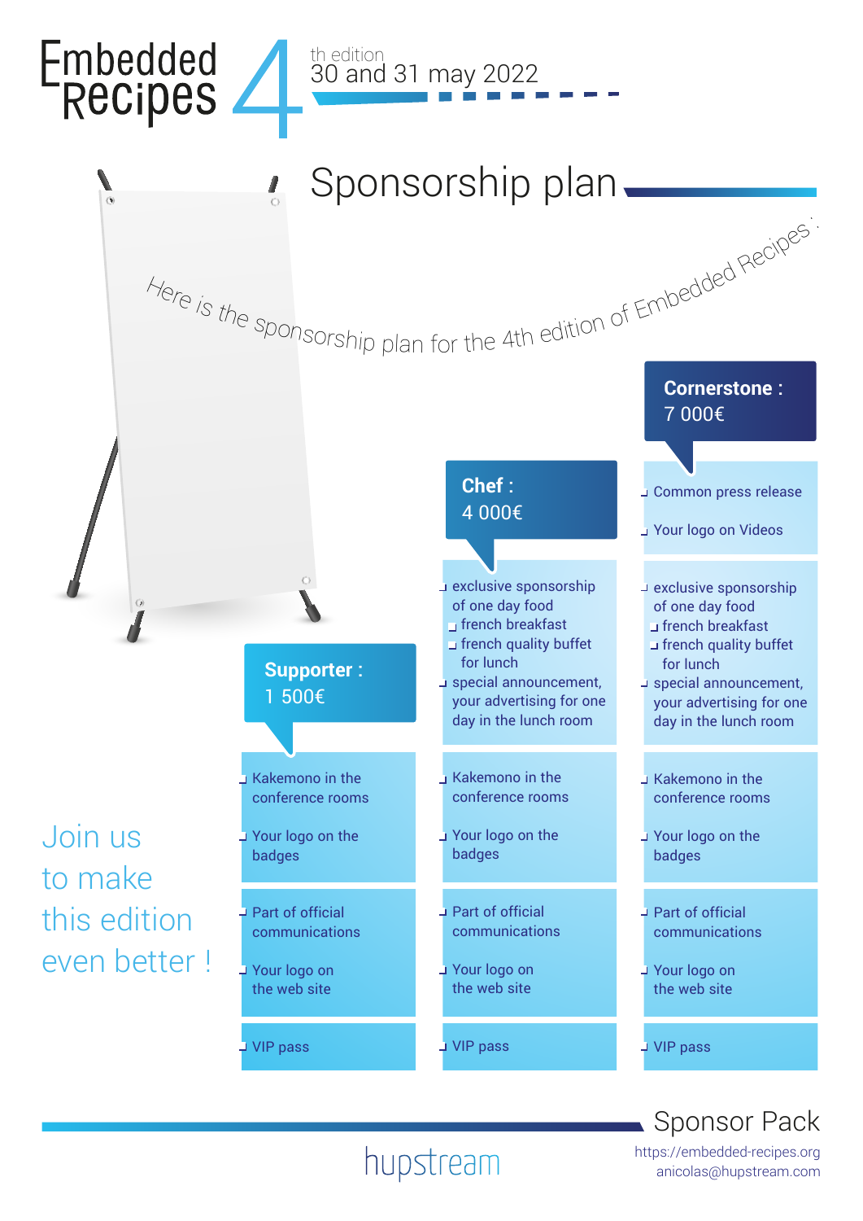# Embedded Recipes 4

th edition
30 and 31 may 2022

## Sponsorship plan

Here is the sponsorship plan for the 4th edition of Embedded Recipes :

### Supporter : 1 500€

- Kakemono in the conference rooms
- Your logo on the badges
- Part of official communications
- Your logo on the web site
- VIP pass

### Chef : 4 000€

- exclusive sponsorship of one day food
  - french breakfast
  - french quality buffet for lunch
- special announcement, your advertising for one day in the lunch room
- Kakemono in the conference rooms
- Your logo on the badges
- Part of official communications
- Your logo on the web site
- VIP pass

### Cornerstone : 7 000€

- Common press release
- Your logo on Videos
- exclusive sponsorship of one day food
  - french breakfast
  - french quality buffet for lunch
- special announcement, your advertising for one day in the lunch room
- Kakemono in the conference rooms
- Your logo on the badges
- Part of official communications
- Your logo on the web site
- VIP pass

Join us to make this edition even better !

Sponsor Pack

hupstream

https://embedded-recipes.org
anicolas@hupstream.com